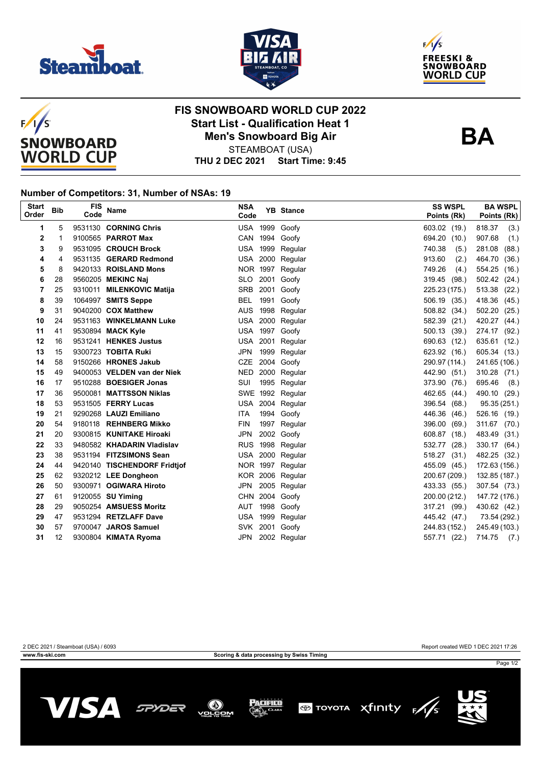# FIS SNOWBOARD WORLD CUP 2022

## Start List - Qualification Heat 1

## Men's Snowboard Big Air

STEAMBOAT (USA)

**THU 2 DEC 2021 Start Time: 9:45**

**BA**

**Number of Competitors: 31, Number of NSAs: 19**

| Start Order | Bib | FIS Code | Name | NSA Code | YB | Stance | SS WSPL Points (Rk) | BA WSPL Points (Rk) |
|---|---|---|---|---|---|---|---|---|
| 1 | 5 | 9531130 | **CORNING Chris** | USA | 1999 | Goofy | 603.02 (19.) | 818.37 (3.) |
| 2 | 1 | 9100565 | **PARROT Max** | CAN | 1994 | Goofy | 694.20 (10.) | 907.68 (1.) |
| 3 | 9 | 9531095 | **CROUCH Brock** | USA | 1999 | Regular | 740.38 (5.) | 281.08 (88.) |
| 4 | 4 | 9531135 | **GERARD Redmond** | USA | 2000 | Regular | 913.60 (2.) | 464.70 (36.) |
| 5 | 8 | 9420133 | **ROISLAND Mons** | NOR | 1997 | Regular | 749.26 (4.) | 554.25 (16.) |
| 6 | 28 | 9560205 | **MEKINC Naj** | SLO | 2001 | Goofy | 319.45 (98.) | 502.42 (24.) |
| 7 | 25 | 9310011 | **MILENKOVIC Matija** | SRB | 2001 | Goofy | 225.23 (175.) | 513.38 (22.) |
| 8 | 39 | 1064997 | **SMITS Seppe** | BEL | 1991 | Goofy | 506.19 (35.) | 418.36 (45.) |
| 9 | 31 | 9040200 | **COX Matthew** | AUS | 1998 | Regular | 508.82 (34.) | 502.20 (25.) |
| 10 | 24 | 9531133 | **WINKELMANN Luke** | USA | 2000 | Regular | 582.39 (21.) | 420.27 (44.) |
| 11 | 41 | 9530894 | **MACK Kyle** | USA | 1997 | Goofy | 500.13 (39.) | 274.17 (92.) |
| 12 | 16 | 9531241 | **HENKES Justus** | USA | 2001 | Regular | 690.63 (12.) | 635.61 (12.) |
| 13 | 15 | 9300723 | **TOBITA Ruki** | JPN | 1999 | Regular | 623.92 (16.) | 605.34 (13.) |
| 14 | 58 | 9150266 | **HRONES Jakub** | CZE | 2004 | Goofy | 290.97 (114.) | 241.65 (106.) |
| 15 | 49 | 9400053 | **VELDEN van der Niek** | NED | 2000 | Regular | 442.90 (51.) | 310.28 (71.) |
| 16 | 17 | 9510288 | **BOESIGER Jonas** | SUI | 1995 | Regular | 373.90 (76.) | 695.46 (8.) |
| 17 | 36 | 9500081 | **MATTSSON Niklas** | SWE | 1992 | Regular | 462.65 (44.) | 490.10 (29.) |
| 18 | 53 | 9531505 | **FERRY Lucas** | USA | 2004 | Regular | 396.54 (68.) | 95.35 (251.) |
| 19 | 21 | 9290268 | **LAUZI Emiliano** | ITA | 1994 | Goofy | 446.36 (46.) | 526.16 (19.) |
| 20 | 54 | 9180118 | **REHNBERG Mikko** | FIN | 1997 | Regular | 396.00 (69.) | 311.67 (70.) |
| 21 | 20 | 9300815 | **KUNITAKE Hiroaki** | JPN | 2002 | Goofy | 608.87 (18.) | 483.49 (31.) |
| 22 | 33 | 9480582 | **KHADARIN Vladislav** | RUS | 1998 | Regular | 532.77 (28.) | 330.17 (64.) |
| 23 | 38 | 9531194 | **FITZSIMONS Sean** | USA | 2000 | Regular | 518.27 (31.) | 482.25 (32.) |
| 24 | 44 | 9420140 | **TISCHENDORF Fridtjof** | NOR | 1997 | Regular | 455.09 (45.) | 172.63 (156.) |
| 25 | 62 | 9320212 | **LEE Dongheon** | KOR | 2006 | Regular | 200.67 (209.) | 132.85 (187.) |
| 26 | 50 | 9300971 | **OGIWARA Hiroto** | JPN | 2005 | Regular | 433.33 (55.) | 307.54 (73.) |
| 27 | 61 | 9120055 | **SU Yiming** | CHN | 2004 | Goofy | 200.00 (212.) | 147.72 (176.) |
| 28 | 29 | 9050254 | **AMSUESS Moritz** | AUT | 1998 | Goofy | 317.21 (99.) | 430.62 (42.) |
| 29 | 47 | 9531294 | **RETZLAFF Dave** | USA | 1999 | Regular | 445.42 (47.) | 73.54 (292.) |
| 30 | 57 | 9700047 | **JAROS Samuel** | SVK | 2001 | Goofy | 244.83 (152.) | 245.49 (103.) |
| 31 | 12 | 9300804 | **KIMATA Ryoma** | JPN | 2002 | Regular | 557.71 (22.) | 714.75 (7.) |

2 DEC 2021 / Steamboat (USA) / 6093

Report created WED 1 DEC 2021 17:26

www.fis-ski.com

Scoring & data processing by Swiss Timing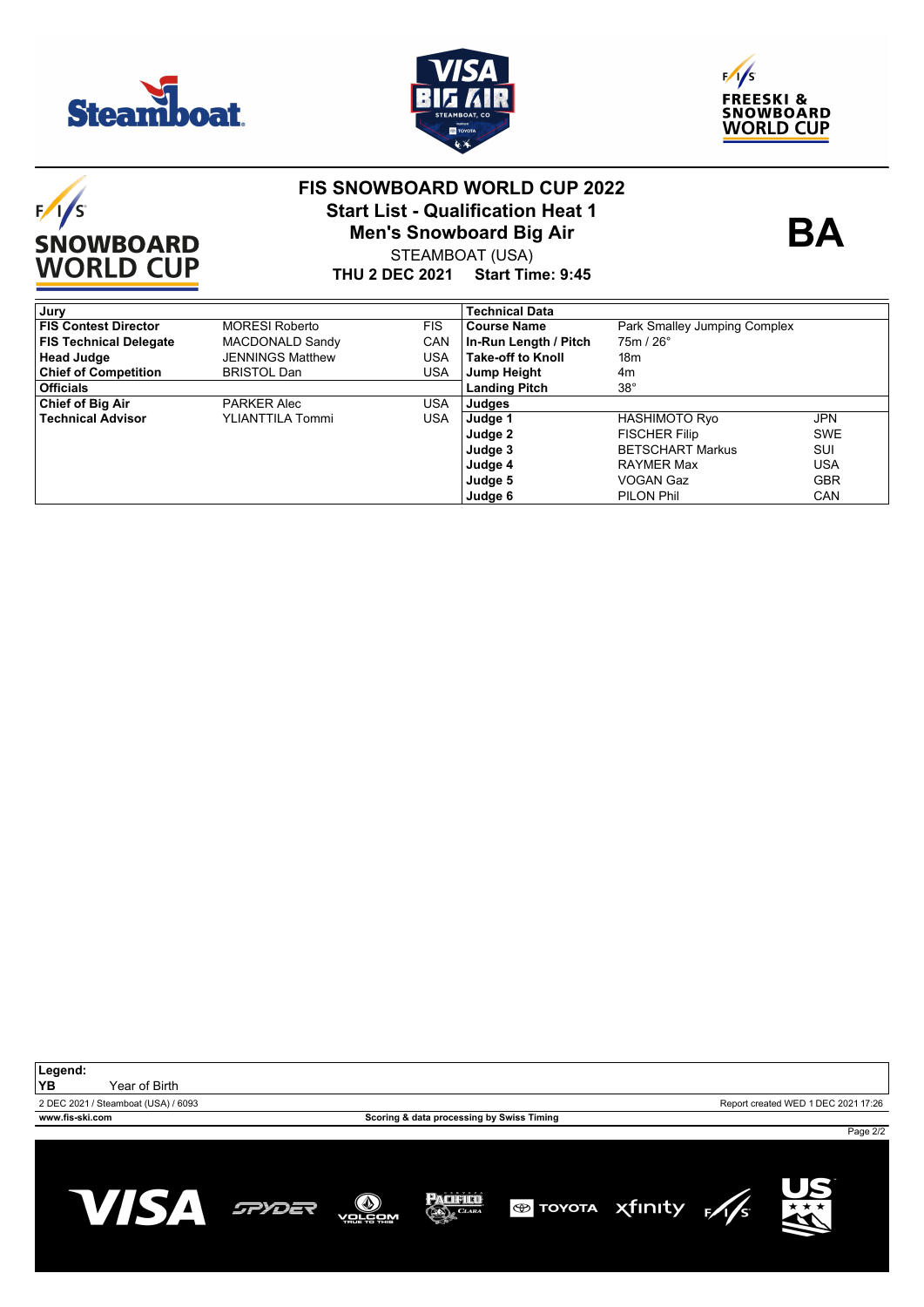# FIS SNOWBOARD WORLD CUP 2022

## Start List - Qualification Heat 1

## Men's Snowboard Big Air

**BA**

STEAMBOAT (USA)

**THU 2 DEC 2021 Start Time: 9:45**

| Jury | | | Technical Data | | |
|---|---|---|---|---|---|
| **FIS Contest Director** | MORESI Roberto | FIS | **Course Name** | Park Smalley Jumping Complex | |
| **FIS Technical Delegate** | MACDONALD Sandy | CAN | **In-Run Length / Pitch** | 75m / 26° | |
| **Head Judge** | JENNINGS Matthew | USA | **Take-off to Knoll** | 18m | |
| **Chief of Competition** | BRISTOL Dan | USA | **Jump Height** | 4m | |
| **Officials** | | | **Landing Pitch** | 38° | |
| **Chief of Big Air** | PARKER Alec | USA | **Judges** | | |
| **Technical Advisor** | YLIANTTILA Tommi | USA | **Judge 1** | HASHIMOTO Ryo | JPN |
| | | | **Judge 2** | FISCHER Filip | SWE |
| | | | **Judge 3** | BETSCHART Markus | SUI |
| | | | **Judge 4** | RAYMER Max | USA |
| | | | **Judge 5** | VOGAN Gaz | GBR |
| | | | **Judge 6** | PILON Phil | CAN |

**Legend:**

**YB** Year of Birth

2 DEC 2021 / Steamboat (USA) / 6093

Report created WED 1 DEC 2021 17:26

www.fis-ski.com

Scoring & data processing by Swiss Timing